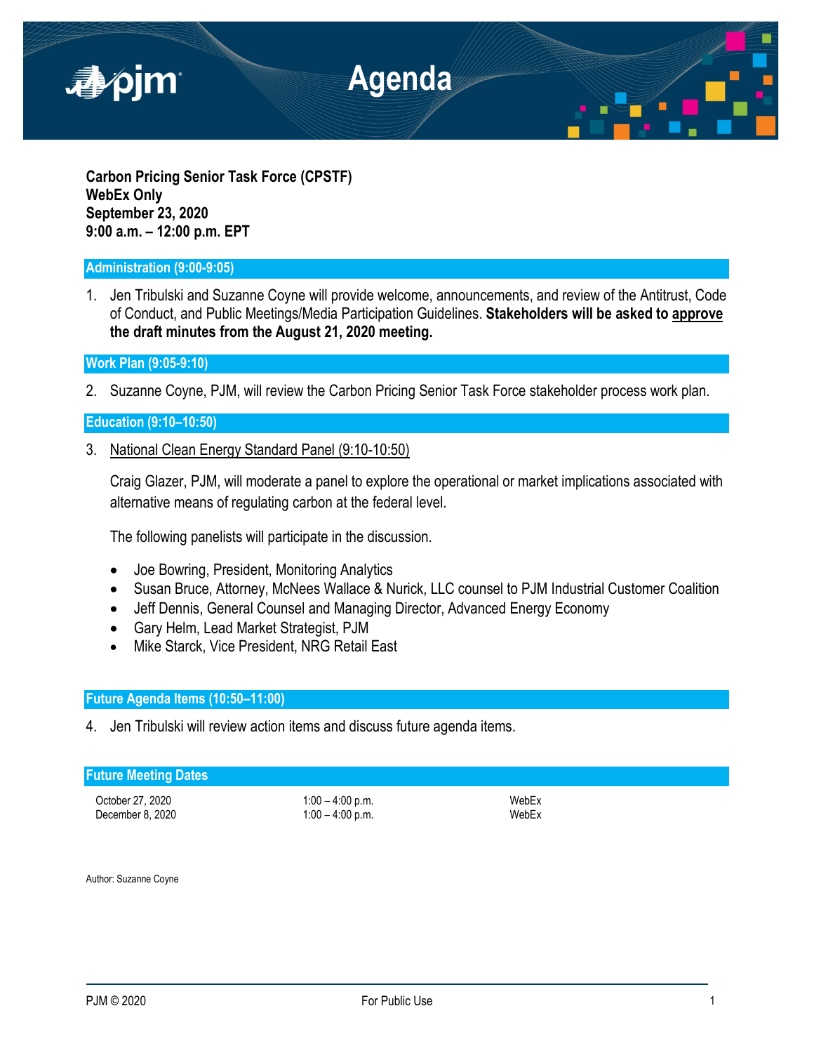# Agenda

**Carbon Pricing Senior Task Force (CPSTF)**
**WebEx Only**
**September 23, 2020**
**9:00 a.m. – 12:00 p.m. EPT**

## Administration (9:00-9:05)

1. Jen Tribulski and Suzanne Coyne will provide welcome, announcements, and review of the Antitrust, Code of Conduct, and Public Meetings/Media Participation Guidelines. **Stakeholders will be asked to approve the draft minutes from the August 21, 2020 meeting.**

## Work Plan (9:05-9:10)

2. Suzanne Coyne, PJM, will review the Carbon Pricing Senior Task Force stakeholder process work plan.

## Education (9:10–10:50)

3. National Clean Energy Standard Panel (9:10-10:50)

   Craig Glazer, PJM, will moderate a panel to explore the operational or market implications associated with alternative means of regulating carbon at the federal level.

   The following panelists will participate in the discussion.

   - Joe Bowring, President, Monitoring Analytics
   - Susan Bruce, Attorney, McNees Wallace & Nurick, LLC counsel to PJM Industrial Customer Coalition
   - Jeff Dennis, General Counsel and Managing Director, Advanced Energy Economy
   - Gary Helm, Lead Market Strategist, PJM
   - Mike Starck, Vice President, NRG Retail East

## Future Agenda Items (10:50–11:00)

4. Jen Tribulski will review action items and discuss future agenda items.

## Future Meeting Dates

| | | |
|---|---|---|
| October 27, 2020 | 1:00 – 4:00 p.m. | WebEx |
| December 8, 2020 | 1:00 – 4:00 p.m. | WebEx |

Author: Suzanne Coyne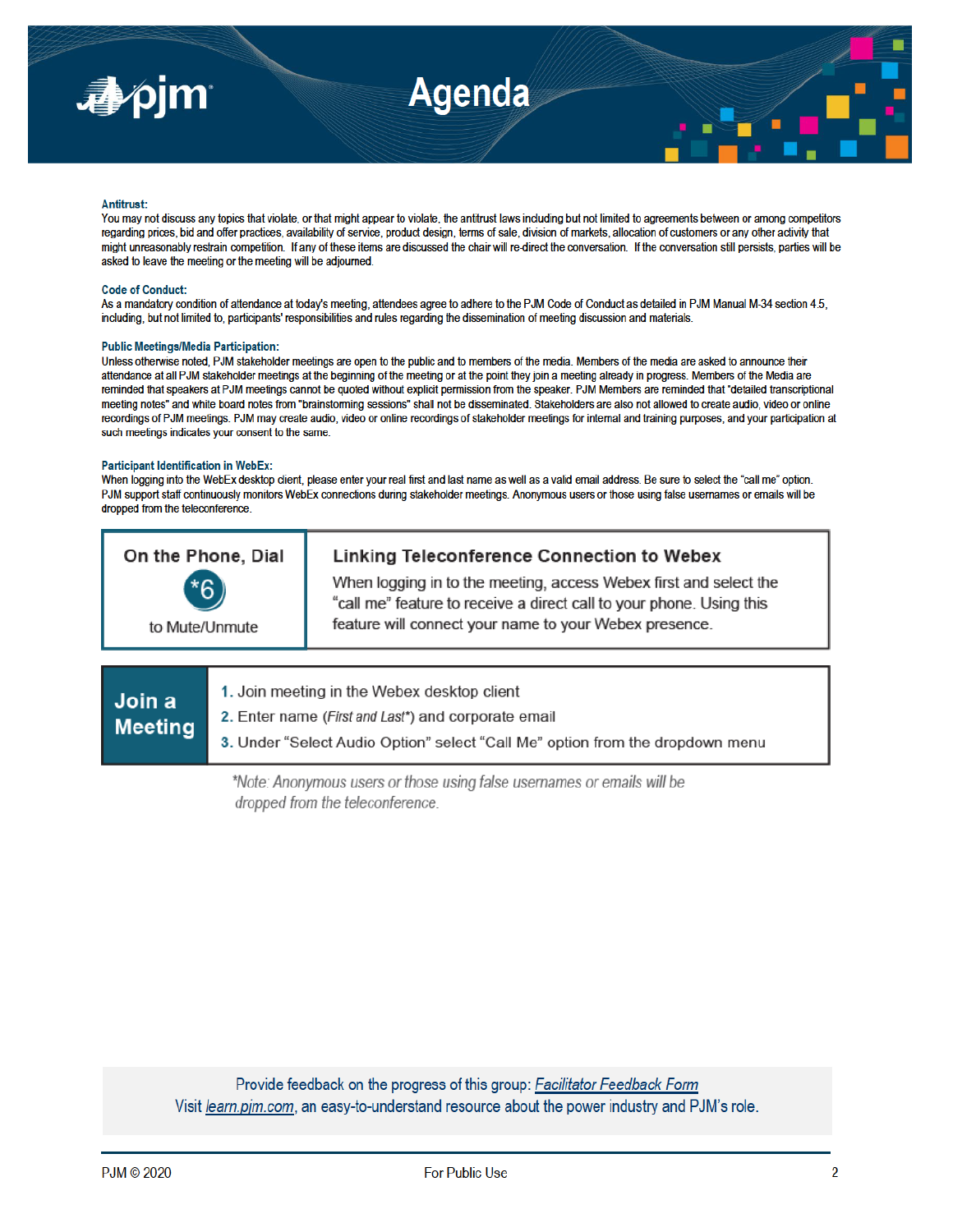# Agenda

**Antitrust:**
You may not discuss any topics that violate, or that might appear to violate, the antitrust laws including but not limited to agreements between or among competitors regarding prices, bid and offer practices, availability of service, product design, terms of sale, division of markets, allocation of customers or any other activity that might unreasonably restrain competition. If any of these items are discussed the chair will re-direct the conversation. If the conversation still persists, parties will be asked to leave the meeting or the meeting will be adjourned.

**Code of Conduct:**
As a mandatory condition of attendance at today's meeting, attendees agree to adhere to the PJM Code of Conduct as detailed in PJM Manual M-34 section 4.5, including, but not limited to, participants' responsibilities and rules regarding the dissemination of meeting discussion and materials.

**Public Meetings/Media Participation:**
Unless otherwise noted, PJM stakeholder meetings are open to the public and to members of the media. Members of the media are asked to announce their attendance at all PJM stakeholder meetings at the beginning of the meeting or at the point they join a meeting already in progress. Members of the Media are reminded that speakers at PJM meetings cannot be quoted without explicit permission from the speaker. PJM Members are reminded that "detailed transcriptional meeting notes" and white board notes from "brainstorming sessions" shall not be disseminated. Stakeholders are also not allowed to create audio, video or online recordings of PJM meetings. PJM may create audio, video or online recordings of stakeholder meetings for internal and training purposes, and your participation at such meetings indicates your consent to the same.

**Participant Identification in WebEx:**
When logging into the WebEx desktop client, please enter your real first and last name as well as a valid email address. Be sure to select the "call me" option. PJM support staff continuously monitors WebEx connections during stakeholder meetings. Anonymous users or those using false usernames or emails will be dropped from the teleconference.

**On the Phone, Dial *6 to Mute/Unmute**

**Linking Teleconference Connection to Webex**
When logging in to the meeting, access Webex first and select the "call me" feature to receive a direct call to your phone. Using this feature will connect your name to your Webex presence.

**Join a Meeting**

1. Join meeting in the Webex desktop client
2. Enter name (*First and Last\**) and corporate email
3. Under "Select Audio Option" select "Call Me" option from the dropdown menu

*\*Note: Anonymous users or those using false usernames or emails will be dropped from the teleconference.*

Provide feedback on the progress of this group: *Facilitator Feedback Form*
Visit *learn.pjm.com*, an easy-to-understand resource about the power industry and PJM's role.

PJM © 2020 For Public Use